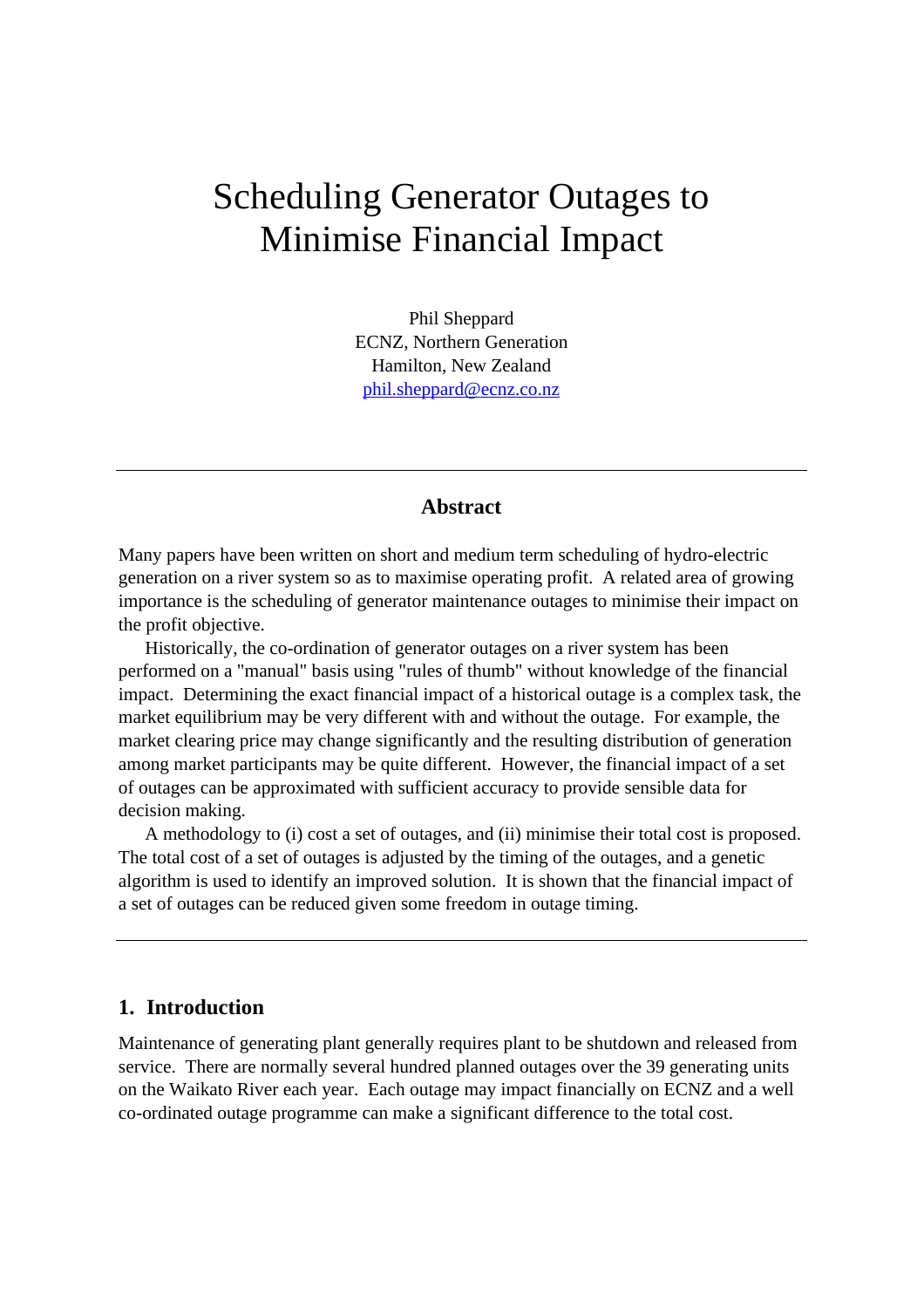# Scheduling Generator Outages to Minimise Financial Impact

Phil Sheppard
ECNZ, Northern Generation
Hamilton, New Zealand
phil.sheppard@ecnz.co.nz

---

### Abstract

Many papers have been written on short and medium term scheduling of hydro-electric generation on a river system so as to maximise operating profit. A related area of growing importance is the scheduling of generator maintenance outages to minimise their impact on the profit objective.

Historically, the co-ordination of generator outages on a river system has been performed on a "manual" basis using "rules of thumb" without knowledge of the financial impact. Determining the exact financial impact of a historical outage is a complex task, the market equilibrium may be very different with and without the outage. For example, the market clearing price may change significantly and the resulting distribution of generation among market participants may be quite different. However, the financial impact of a set of outages can be approximated with sufficient accuracy to provide sensible data for decision making.

A methodology to (i) cost a set of outages, and (ii) minimise their total cost is proposed. The total cost of a set of outages is adjusted by the timing of the outages, and a genetic algorithm is used to identify an improved solution. It is shown that the financial impact of a set of outages can be reduced given some freedom in outage timing.

---

## 1. Introduction

Maintenance of generating plant generally requires plant to be shutdown and released from service. There are normally several hundred planned outages over the 39 generating units on the Waikato River each year. Each outage may impact financially on ECNZ and a well co-ordinated outage programme can make a significant difference to the total cost.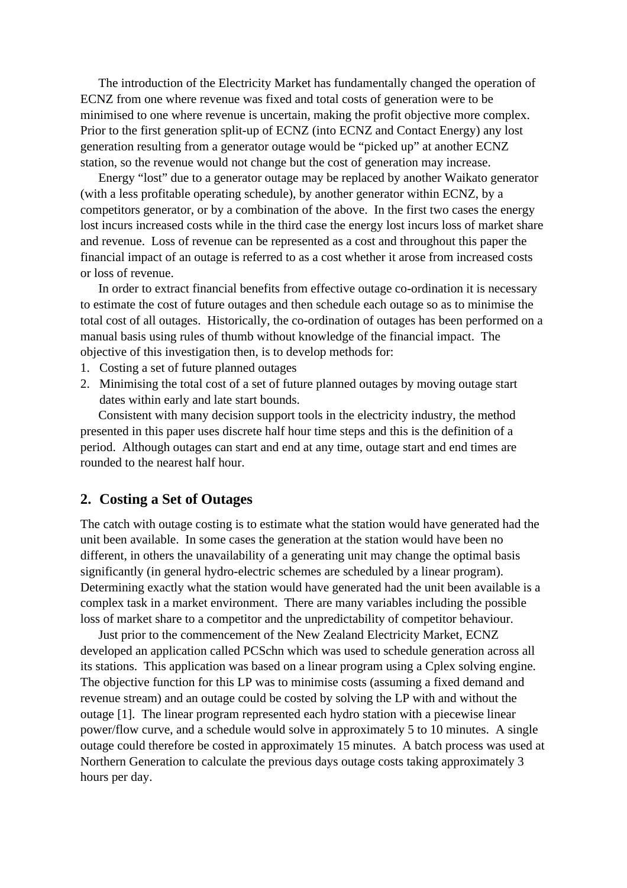The introduction of the Electricity Market has fundamentally changed the operation of ECNZ from one where revenue was fixed and total costs of generation were to be minimised to one where revenue is uncertain, making the profit objective more complex. Prior to the first generation split-up of ECNZ (into ECNZ and Contact Energy) any lost generation resulting from a generator outage would be “picked up” at another ECNZ station, so the revenue would not change but the cost of generation may increase.

Energy “lost” due to a generator outage may be replaced by another Waikato generator (with a less profitable operating schedule), by another generator within ECNZ, by a competitors generator, or by a combination of the above. In the first two cases the energy lost incurs increased costs while in the third case the energy lost incurs loss of market share and revenue. Loss of revenue can be represented as a cost and throughout this paper the financial impact of an outage is referred to as a cost whether it arose from increased costs or loss of revenue.

In order to extract financial benefits from effective outage co-ordination it is necessary to estimate the cost of future outages and then schedule each outage so as to minimise the total cost of all outages. Historically, the co-ordination of outages has been performed on a manual basis using rules of thumb without knowledge of the financial impact. The objective of this investigation then, is to develop methods for:

1. Costing a set of future planned outages
2. Minimising the total cost of a set of future planned outages by moving outage start dates within early and late start bounds.

Consistent with many decision support tools in the electricity industry, the method presented in this paper uses discrete half hour time steps and this is the definition of a period. Although outages can start and end at any time, outage start and end times are rounded to the nearest half hour.

## 2. Costing a Set of Outages

The catch with outage costing is to estimate what the station would have generated had the unit been available. In some cases the generation at the station would have been no different, in others the unavailability of a generating unit may change the optimal basis significantly (in general hydro-electric schemes are scheduled by a linear program). Determining exactly what the station would have generated had the unit been available is a complex task in a market environment. There are many variables including the possible loss of market share to a competitor and the unpredictability of competitor behaviour.

Just prior to the commencement of the New Zealand Electricity Market, ECNZ developed an application called PCSchn which was used to schedule generation across all its stations. This application was based on a linear program using a Cplex solving engine. The objective function for this LP was to minimise costs (assuming a fixed demand and revenue stream) and an outage could be costed by solving the LP with and without the outage [1]. The linear program represented each hydro station with a piecewise linear power/flow curve, and a schedule would solve in approximately 5 to 10 minutes. A single outage could therefore be costed in approximately 15 minutes. A batch process was used at Northern Generation to calculate the previous days outage costs taking approximately 3 hours per day.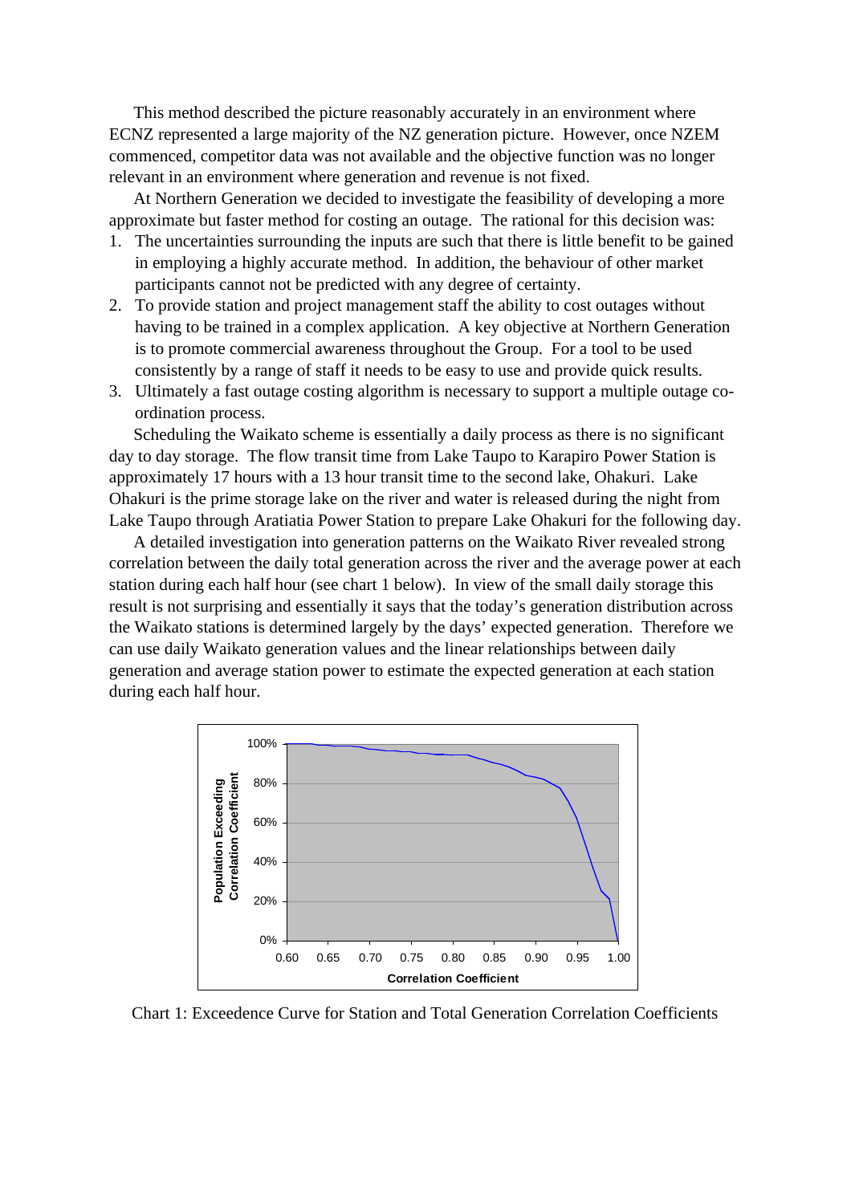This method described the picture reasonably accurately in an environment where ECNZ represented a large majority of the NZ generation picture. However, once NZEM commenced, competitor data was not available and the objective function was no longer relevant in an environment where generation and revenue is not fixed.

At Northern Generation we decided to investigate the feasibility of developing a more approximate but faster method for costing an outage. The rational for this decision was:

1. The uncertainties surrounding the inputs are such that there is little benefit to be gained in employing a highly accurate method. In addition, the behaviour of other market participants cannot not be predicted with any degree of certainty.
2. To provide station and project management staff the ability to cost outages without having to be trained in a complex application. A key objective at Northern Generation is to promote commercial awareness throughout the Group. For a tool to be used consistently by a range of staff it needs to be easy to use and provide quick results.
3. Ultimately a fast outage costing algorithm is necessary to support a multiple outage co-ordination process.

Scheduling the Waikato scheme is essentially a daily process as there is no significant day to day storage. The flow transit time from Lake Taupo to Karapiro Power Station is approximately 17 hours with a 13 hour transit time to the second lake, Ohakuri. Lake Ohakuri is the prime storage lake on the river and water is released during the night from Lake Taupo through Aratiatia Power Station to prepare Lake Ohakuri for the following day.

A detailed investigation into generation patterns on the Waikato River revealed strong correlation between the daily total generation across the river and the average power at each station during each half hour (see chart 1 below). In view of the small daily storage this result is not surprising and essentially it says that the today's generation distribution across the Waikato stations is determined largely by the days' expected generation. Therefore we can use daily Waikato generation values and the linear relationships between daily generation and average station power to estimate the expected generation at each station during each half hour.

Chart 1: Exceedence Curve for Station and Total Generation Correlation Coefficients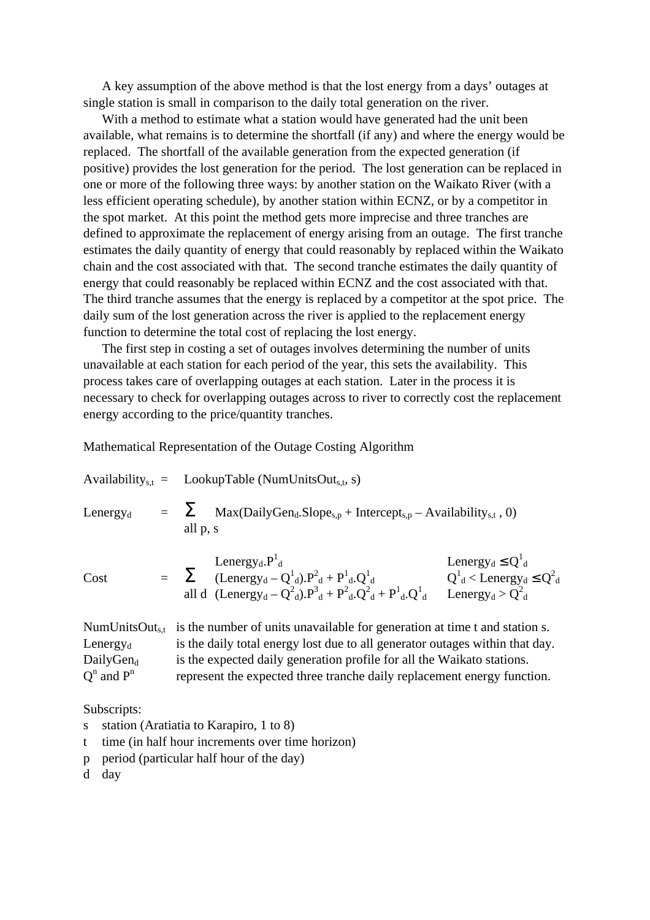A key assumption of the above method is that the lost energy from a days' outages at single station is small in comparison to the daily total generation on the river.

With a method to estimate what a station would have generated had the unit been available, what remains is to determine the shortfall (if any) and where the energy would be replaced. The shortfall of the available generation from the expected generation (if positive) provides the lost generation for the period. The lost generation can be replaced in one or more of the following three ways: by another station on the Waikato River (with a less efficient operating schedule), by another station within ECNZ, or by a competitor in the spot market. At this point the method gets more imprecise and three tranches are defined to approximate the replacement of energy arising from an outage. The first tranche estimates the daily quantity of energy that could reasonably by replaced within the Waikato chain and the cost associated with that. The second tranche estimates the daily quantity of energy that could reasonably be replaced within ECNZ and the cost associated with that. The third tranche assumes that the energy is replaced by a competitor at the spot price. The daily sum of the lost generation across the river is applied to the replacement energy function to determine the total cost of replacing the lost energy.

The first step in costing a set of outages involves determining the number of units unavailable at each station for each period of the year, this sets the availability. This process takes care of overlapping outages at each station. Later in the process it is necessary to check for overlapping outages across to river to correctly cost the replacement energy according to the price/quantity tranches.

Mathematical Representation of the Outage Costing Algorithm

$$\text{Availability}_{s,t} = \text{LookupTable}(\text{NumUnitsOut}_{s,t}, s)$$

$$\text{Lenergy}_d = \sum_{\text{all } p,\, s} \text{Max}(\text{DailyGen}_d.\text{Slope}_{s,p} + \text{Intercept}_{s,p} - \text{Availability}_{s,t}, 0)$$

$$\text{Cost} = \sum_{\text{all } d} \begin{cases} \text{Lenergy}_d.P^1_d & \text{Lenergy}_d \le Q^1_d \\ (\text{Lenergy}_d - Q^1_d).P^2_d + P^1_d.Q^1_d & Q^1_d < \text{Lenergy}_d \le Q^2_d \\ (\text{Lenergy}_d - Q^2_d).P^3_d + P^2_d.Q^2_d + P^1_d.Q^1_d & \text{Lenergy}_d > Q^2_d \end{cases}$$

$\text{NumUnitsOut}_{s,t}$ is the number of units unavailable for generation at time t and station s.
$\text{Lenergy}_d$ is the daily total energy lost due to all generator outages within that day.
$\text{DailyGen}_d$ is the expected daily generation profile for all the Waikato stations.
$Q^n$ and $P^n$ represent the expected three tranche daily replacement energy function.

Subscripts:
- s station (Aratiatia to Karapiro, 1 to 8)
- t time (in half hour increments over time horizon)
- p period (particular half hour of the day)
- d day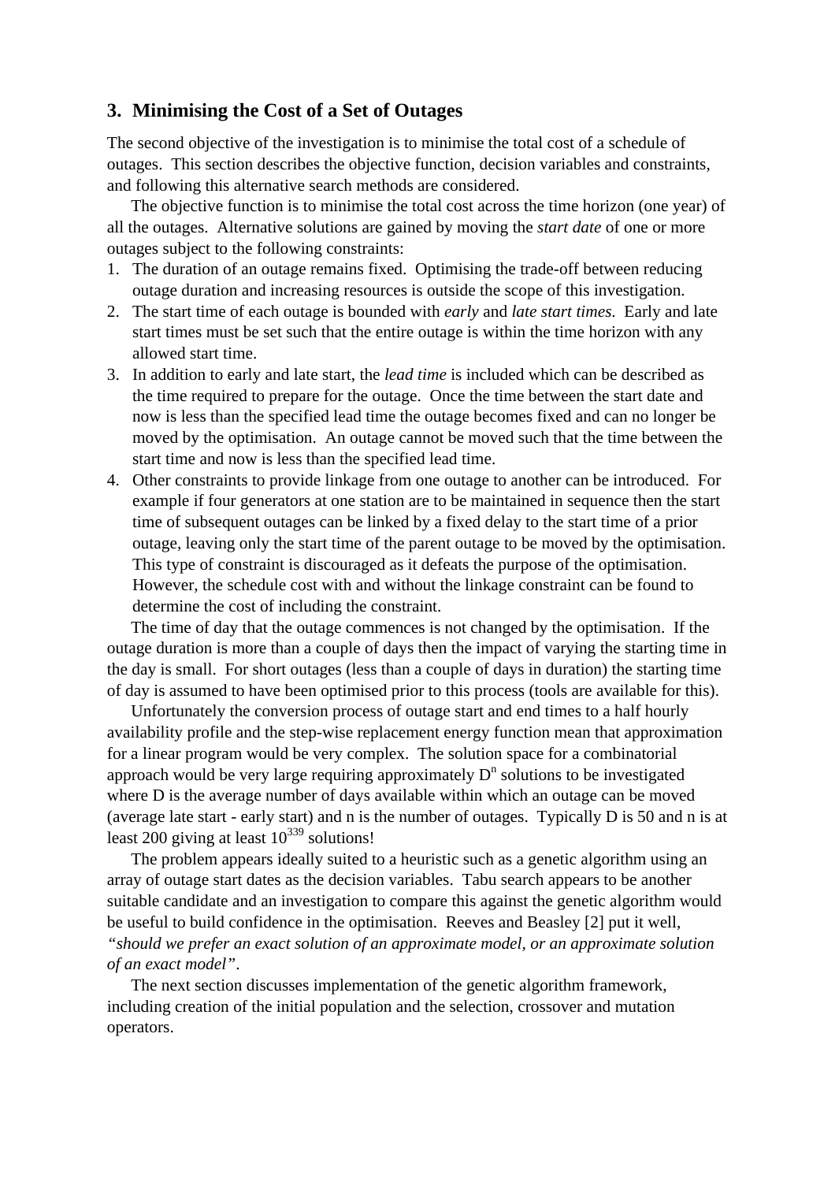## 3. Minimising the Cost of a Set of Outages

The second objective of the investigation is to minimise the total cost of a schedule of outages. This section describes the objective function, decision variables and constraints, and following this alternative search methods are considered.

The objective function is to minimise the total cost across the time horizon (one year) of all the outages. Alternative solutions are gained by moving the *start date* of one or more outages subject to the following constraints:

1. The duration of an outage remains fixed. Optimising the trade-off between reducing outage duration and increasing resources is outside the scope of this investigation.
2. The start time of each outage is bounded with *early* and *late start times*. Early and late start times must be set such that the entire outage is within the time horizon with any allowed start time.
3. In addition to early and late start, the *lead time* is included which can be described as the time required to prepare for the outage. Once the time between the start date and now is less than the specified lead time the outage becomes fixed and can no longer be moved by the optimisation. An outage cannot be moved such that the time between the start time and now is less than the specified lead time.
4. Other constraints to provide linkage from one outage to another can be introduced. For example if four generators at one station are to be maintained in sequence then the start time of subsequent outages can be linked by a fixed delay to the start time of a prior outage, leaving only the start time of the parent outage to be moved by the optimisation. This type of constraint is discouraged as it defeats the purpose of the optimisation. However, the schedule cost with and without the linkage constraint can be found to determine the cost of including the constraint.

The time of day that the outage commences is not changed by the optimisation. If the outage duration is more than a couple of days then the impact of varying the starting time in the day is small. For short outages (less than a couple of days in duration) the starting time of day is assumed to have been optimised prior to this process (tools are available for this).

Unfortunately the conversion process of outage start and end times to a half hourly availability profile and the step-wise replacement energy function mean that approximation for a linear program would be very complex. The solution space for a combinatorial approach would be very large requiring approximately $D^n$ solutions to be investigated where D is the average number of days available within which an outage can be moved (average late start - early start) and n is the number of outages. Typically D is 50 and n is at least 200 giving at least $10^{339}$ solutions!

The problem appears ideally suited to a heuristic such as a genetic algorithm using an array of outage start dates as the decision variables. Tabu search appears to be another suitable candidate and an investigation to compare this against the genetic algorithm would be useful to build confidence in the optimisation. Reeves and Beasley [2] put it well, *"should we prefer an exact solution of an approximate model, or an approximate solution of an exact model"*.

The next section discusses implementation of the genetic algorithm framework, including creation of the initial population and the selection, crossover and mutation operators.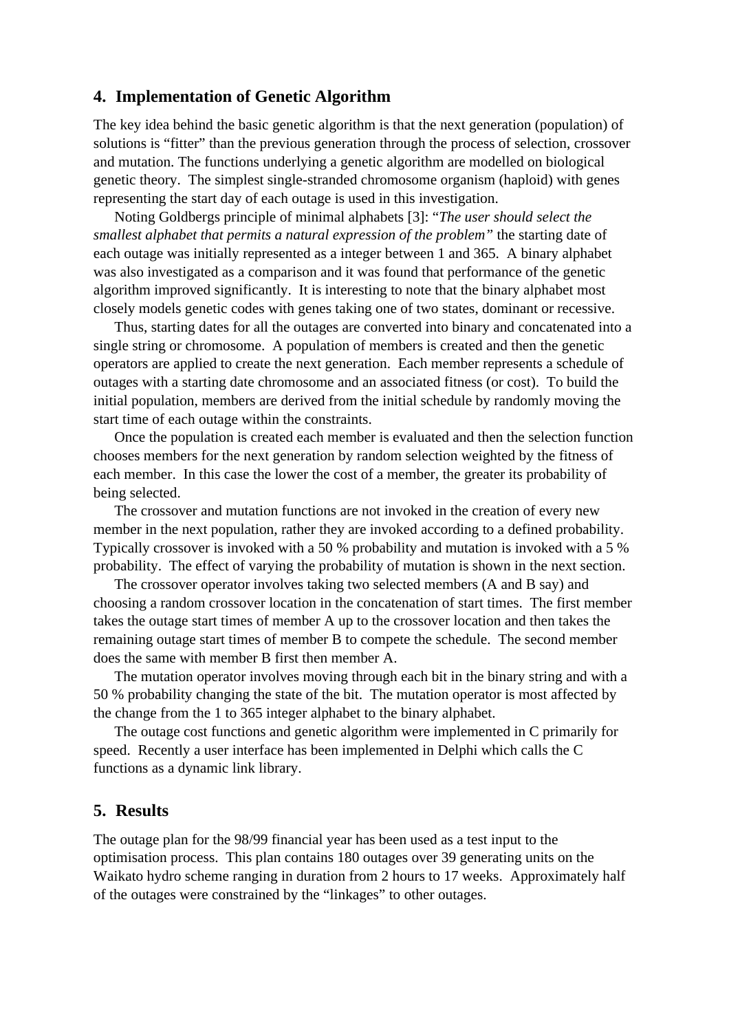## 4. Implementation of Genetic Algorithm

The key idea behind the basic genetic algorithm is that the next generation (population) of solutions is "fitter" than the previous generation through the process of selection, crossover and mutation. The functions underlying a genetic algorithm are modelled on biological genetic theory. The simplest single-stranded chromosome organism (haploid) with genes representing the start day of each outage is used in this investigation.

Noting Goldbergs principle of minimal alphabets [3]: "*The user should select the smallest alphabet that permits a natural expression of the problem*" the starting date of each outage was initially represented as a integer between 1 and 365. A binary alphabet was also investigated as a comparison and it was found that performance of the genetic algorithm improved significantly. It is interesting to note that the binary alphabet most closely models genetic codes with genes taking one of two states, dominant or recessive.

Thus, starting dates for all the outages are converted into binary and concatenated into a single string or chromosome. A population of members is created and then the genetic operators are applied to create the next generation. Each member represents a schedule of outages with a starting date chromosome and an associated fitness (or cost). To build the initial population, members are derived from the initial schedule by randomly moving the start time of each outage within the constraints.

Once the population is created each member is evaluated and then the selection function chooses members for the next generation by random selection weighted by the fitness of each member. In this case the lower the cost of a member, the greater its probability of being selected.

The crossover and mutation functions are not invoked in the creation of every new member in the next population, rather they are invoked according to a defined probability. Typically crossover is invoked with a 50 % probability and mutation is invoked with a 5 % probability. The effect of varying the probability of mutation is shown in the next section.

The crossover operator involves taking two selected members (A and B say) and choosing a random crossover location in the concatenation of start times. The first member takes the outage start times of member A up to the crossover location and then takes the remaining outage start times of member B to compete the schedule. The second member does the same with member B first then member A.

The mutation operator involves moving through each bit in the binary string and with a 50 % probability changing the state of the bit. The mutation operator is most affected by the change from the 1 to 365 integer alphabet to the binary alphabet.

The outage cost functions and genetic algorithm were implemented in C primarily for speed. Recently a user interface has been implemented in Delphi which calls the C functions as a dynamic link library.

## 5. Results

The outage plan for the 98/99 financial year has been used as a test input to the optimisation process. This plan contains 180 outages over 39 generating units on the Waikato hydro scheme ranging in duration from 2 hours to 17 weeks. Approximately half of the outages were constrained by the "linkages" to other outages.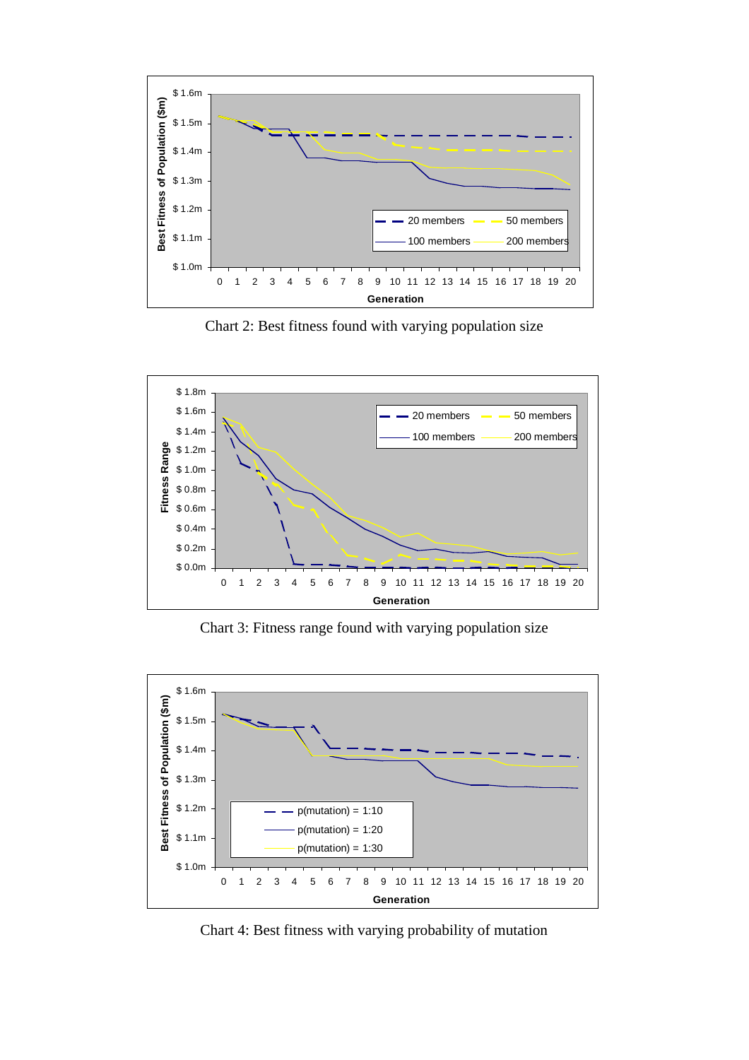Chart 2: Best fitness found with varying population size

Chart 3: Fitness range found with varying population size

Chart 4: Best fitness with varying probability of mutation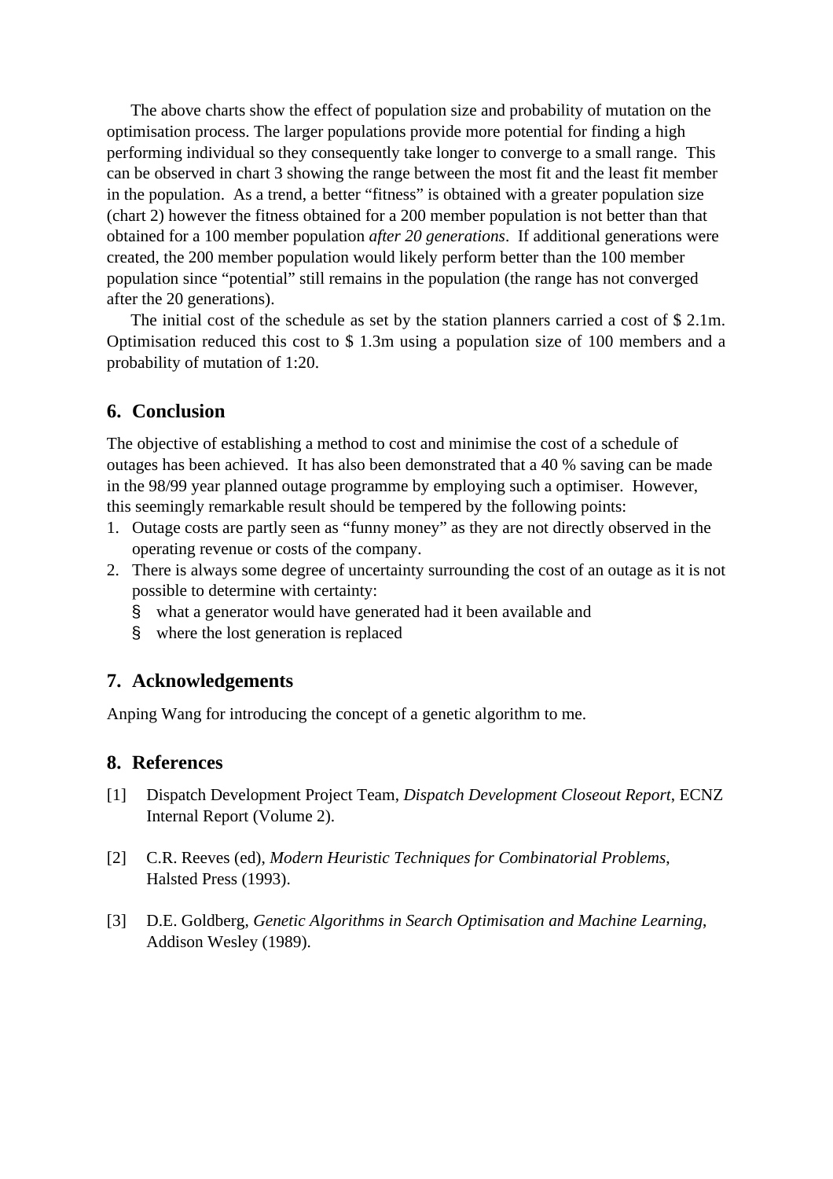The above charts show the effect of population size and probability of mutation on the optimisation process. The larger populations provide more potential for finding a high performing individual so they consequently take longer to converge to a small range. This can be observed in chart 3 showing the range between the most fit and the least fit member in the population. As a trend, a better "fitness" is obtained with a greater population size (chart 2) however the fitness obtained for a 200 member population is not better than that obtained for a 100 member population *after 20 generations*. If additional generations were created, the 200 member population would likely perform better than the 100 member population since "potential" still remains in the population (the range has not converged after the 20 generations).

The initial cost of the schedule as set by the station planners carried a cost of $ 2.1m. Optimisation reduced this cost to $ 1.3m using a population size of 100 members and a probability of mutation of 1:20.

## 6. Conclusion

The objective of establishing a method to cost and minimise the cost of a schedule of outages has been achieved. It has also been demonstrated that a 40 % saving can be made in the 98/99 year planned outage programme by employing such a optimiser. However, this seemingly remarkable result should be tempered by the following points:

1. Outage costs are partly seen as "funny money" as they are not directly observed in the operating revenue or costs of the company.
2. There is always some degree of uncertainty surrounding the cost of an outage as it is not possible to determine with certainty:
   - what a generator would have generated had it been available and
   - where the lost generation is replaced

## 7. Acknowledgements

Anping Wang for introducing the concept of a genetic algorithm to me.

## 8. References

[1] Dispatch Development Project Team, *Dispatch Development Closeout Report*, ECNZ Internal Report (Volume 2).

[2] C.R. Reeves (ed), *Modern Heuristic Techniques for Combinatorial Problems*, Halsted Press (1993).

[3] D.E. Goldberg, *Genetic Algorithms in Search Optimisation and Machine Learning*, Addison Wesley (1989).